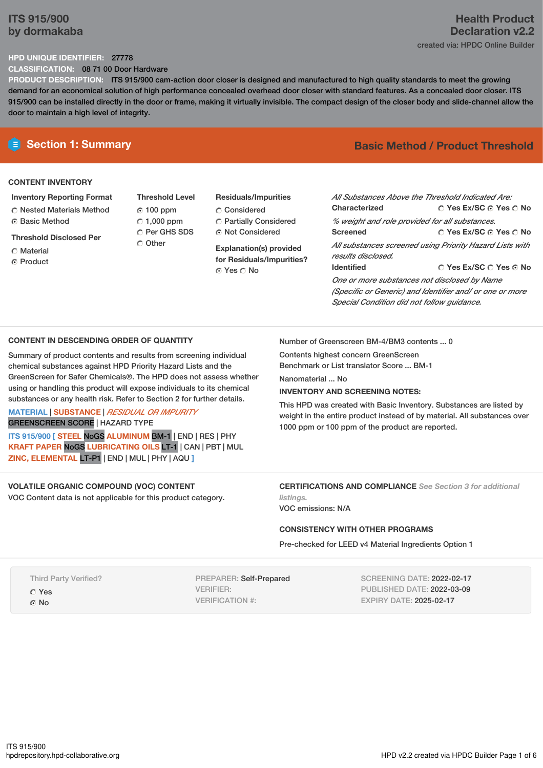# ITS 915/900
by dormakaba

**Health Product Declaration v2.2**

created via: HPDC Online Builder

**HPD UNIQUE IDENTIFIER:** 27778

**CLASSIFICATION:** 08 71 00 Door Hardware

**PRODUCT DESCRIPTION:** ITS 915/900 cam-action door closer is designed and manufactured to high quality standards to meet the growing demand for an economical solution of high performance concealed overhead door closer with standard features. As a concealed door closer. ITS 915/900 can be installed directly in the door or frame, making it virtually invisible. The compact design of the closer body and slide-channel allow the door to maintain a high level of integrity.

## Section 1: Summary

**Basic Method / Product Threshold**

### CONTENT INVENTORY

**Inventory Reporting Format**
- ○ Nested Materials Method
- ● Basic Method

**Threshold Disclosed Per**
- ○ Material
- ● Product

**Threshold Level**
- ● 100 ppm
- ○ 1,000 ppm
- ○ Per GHS SDS
- ○ Other

**Residuals/Impurities**
- ○ Considered
- ○ Partially Considered
- ● Not Considered

**Explanation(s) provided for Residuals/Impurities?**
● Yes ○ No

*All Substances Above the Threshold Indicated Are:*

**Characterized** ○ Yes Ex/SC ● Yes ○ No
*% weight and role provided for all substances.*

**Screened** ○ Yes Ex/SC ● Yes ○ No
*All substances screened using Priority Hazard Lists with results disclosed.*

**Identified** ○ Yes Ex/SC ○ Yes ● No
*One or more substances not disclosed by Name (Specific or Generic) and Identifier and/ or one or more Special Condition did not follow guidance.*

### CONTENT IN DESCENDING ORDER OF QUANTITY

Summary of product contents and results from screening individual chemical substances against HPD Priority Hazard Lists and the GreenScreen for Safer Chemicals®. The HPD does not assess whether using or handling this product will expose individuals to its chemical substances or any health risk. Refer to Section 2 for further details.

MATERIAL | SUBSTANCE | *RESIDUAL OR IMPURITY*
GREENSCREEN SCORE | HAZARD TYPE

ITS 915/900 [ STEEL NoGS ALUMINUM BM-1 | END | RES | PHY
KRAFT PAPER NoGS LUBRICATING OILS LT-1 | CAN | PBT | MUL
ZINC, ELEMENTAL LT-P1 | END | MUL | PHY | AQU ]

Number of Greenscreen BM-4/BM3 contents ... 0

Contents highest concern GreenScreen Benchmark or List translator Score ... BM-1

Nanomaterial ... No

**INVENTORY AND SCREENING NOTES:**

This HPD was created with Basic Inventory. Substances are listed by weight in the entire product instead of by material. All substances over 1000 ppm or 100 ppm of the product are reported.

### VOLATILE ORGANIC COMPOUND (VOC) CONTENT

VOC Content data is not applicable for this product category.

### CERTIFICATIONS AND COMPLIANCE *See Section 3 for additional listings.*

VOC emissions: N/A

### CONSISTENCY WITH OTHER PROGRAMS

Pre-checked for LEED v4 Material Ingredients Option 1

Third Party Verified?
- ○ Yes
- ● No

PREPARER: Self-Prepared
VERIFIER:
VERIFICATION #:

SCREENING DATE: 2022-02-17
PUBLISHED DATE: 2022-03-09
EXPIRY DATE: 2025-02-17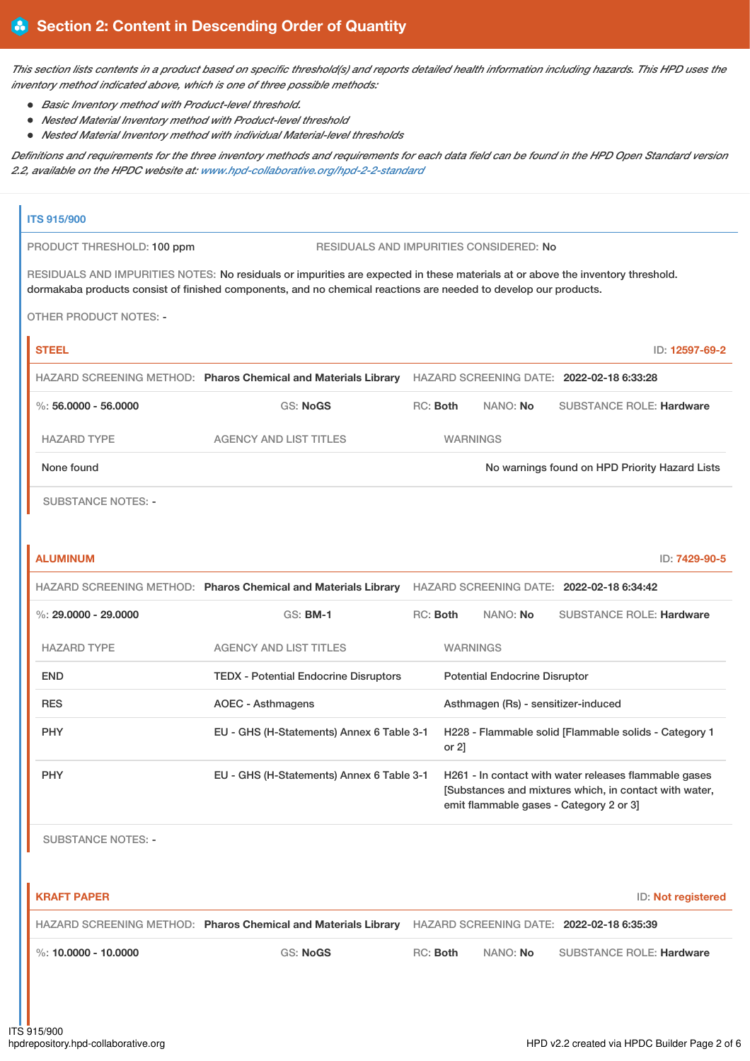## Section 2: Content in Descending Order of Quantity

*This section lists contents in a product based on specific threshold(s) and reports detailed health information including hazards. This HPD uses the inventory method indicated above, which is one of three possible methods:*

- *Basic Inventory method with Product-level threshold.*
- *Nested Material Inventory method with Product-level threshold*
- *Nested Material Inventory method with individual Material-level thresholds*

*Definitions and requirements for the three inventory methods and requirements for each data field can be found in the HPD Open Standard version 2.2, available on the HPDC website at: www.hpd-collaborative.org/hpd-2-2-standard*

### ITS 915/900

PRODUCT THRESHOLD: 100 ppm

RESIDUALS AND IMPURITIES CONSIDERED: No

RESIDUALS AND IMPURITIES NOTES: No residuals or impurities are expected in these materials at or above the inventory threshold. dormakaba products consist of finished components, and no chemical reactions are needed to develop our products.

OTHER PRODUCT NOTES: -

#### STEEL

ID: 12597-69-2

HAZARD SCREENING METHOD: **Pharos Chemical and Materials Library** HAZARD SCREENING DATE: **2022-02-18 6:33:28**

%: **56.0000 - 56.0000** GS: **NoGS** RC: **Both** NANO: **No** SUBSTANCE ROLE: **Hardware**

| HAZARD TYPE | AGENCY AND LIST TITLES | WARNINGS |
|---|---|---|
| None found | | No warnings found on HPD Priority Hazard Lists |

SUBSTANCE NOTES: -

#### ALUMINUM

ID: 7429-90-5

HAZARD SCREENING METHOD: **Pharos Chemical and Materials Library** HAZARD SCREENING DATE: **2022-02-18 6:34:42**

%: **29.0000 - 29.0000** GS: **BM-1** RC: **Both** NANO: **No** SUBSTANCE ROLE: **Hardware**

| HAZARD TYPE | AGENCY AND LIST TITLES | WARNINGS |
|---|---|---|
| END | TEDX - Potential Endocrine Disruptors | Potential Endocrine Disruptor |
| RES | AOEC - Asthmagens | Asthmagen (Rs) - sensitizer-induced |
| PHY | EU - GHS (H-Statements) Annex 6 Table 3-1 | H228 - Flammable solid [Flammable solids - Category 1 or 2] |
| PHY | EU - GHS (H-Statements) Annex 6 Table 3-1 | H261 - In contact with water releases flammable gases [Substances and mixtures which, in contact with water, emit flammable gases - Category 2 or 3] |

SUBSTANCE NOTES: -

#### KRAFT PAPER

ID: Not registered

HAZARD SCREENING METHOD: **Pharos Chemical and Materials Library** HAZARD SCREENING DATE: **2022-02-18 6:35:39**

%: **10.0000 - 10.0000** GS: **NoGS** RC: **Both** NANO: **No** SUBSTANCE ROLE: **Hardware**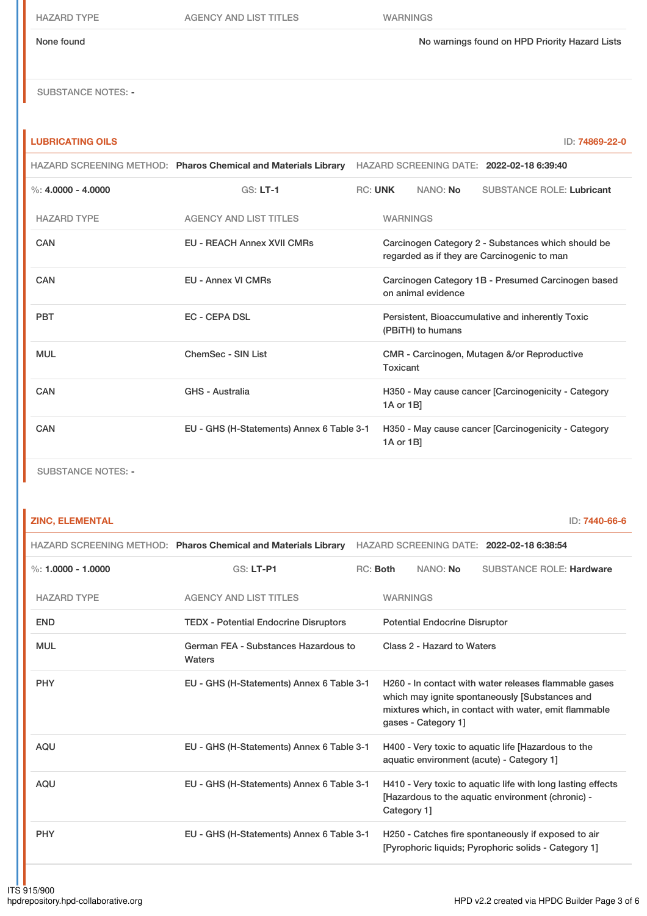| HAZARD TYPE | AGENCY AND LIST TITLES | WARNINGS |
| --- | --- | --- |
| None found | | No warnings found on HPD Priority Hazard Lists |

SUBSTANCE NOTES: -

## LUBRICATING OILS

ID: 74869-22-0

HAZARD SCREENING METHOD: **Pharos Chemical and Materials Library** HAZARD SCREENING DATE: **2022-02-18 6:39:40**

%: **4.0000 - 4.0000** GS: **LT-1** RC: **UNK** NANO: **No** SUBSTANCE ROLE: **Lubricant**

| HAZARD TYPE | AGENCY AND LIST TITLES | WARNINGS |
| --- | --- | --- |
| CAN | EU - REACH Annex XVII CMRs | Carcinogen Category 2 - Substances which should be regarded as if they are Carcinogenic to man |
| CAN | EU - Annex VI CMRs | Carcinogen Category 1B - Presumed Carcinogen based on animal evidence |
| PBT | EC - CEPA DSL | Persistent, Bioaccumulative and inherently Toxic (PBiTH) to humans |
| MUL | ChemSec - SIN List | CMR - Carcinogen, Mutagen &/or Reproductive Toxicant |
| CAN | GHS - Australia | H350 - May cause cancer [Carcinogenicity - Category 1A or 1B] |
| CAN | EU - GHS (H-Statements) Annex 6 Table 3-1 | H350 - May cause cancer [Carcinogenicity - Category 1A or 1B] |

SUBSTANCE NOTES: -

## ZINC, ELEMENTAL

ID: 7440-66-6

HAZARD SCREENING METHOD: **Pharos Chemical and Materials Library** HAZARD SCREENING DATE: **2022-02-18 6:38:54**

%: **1.0000 - 1.0000** GS: **LT-P1** RC: **Both** NANO: **No** SUBSTANCE ROLE: **Hardware**

| HAZARD TYPE | AGENCY AND LIST TITLES | WARNINGS |
| --- | --- | --- |
| END | TEDX - Potential Endocrine Disruptors | Potential Endocrine Disruptor |
| MUL | German FEA - Substances Hazardous to Waters | Class 2 - Hazard to Waters |
| PHY | EU - GHS (H-Statements) Annex 6 Table 3-1 | H260 - In contact with water releases flammable gases which may ignite spontaneously [Substances and mixtures which, in contact with water, emit flammable gases - Category 1] |
| AQU | EU - GHS (H-Statements) Annex 6 Table 3-1 | H400 - Very toxic to aquatic life [Hazardous to the aquatic environment (acute) - Category 1] |
| AQU | EU - GHS (H-Statements) Annex 6 Table 3-1 | H410 - Very toxic to aquatic life with long lasting effects [Hazardous to the aquatic environment (chronic) - Category 1] |
| PHY | EU - GHS (H-Statements) Annex 6 Table 3-1 | H250 - Catches fire spontaneously if exposed to air [Pyrophoric liquids; Pyrophoric solids - Category 1] |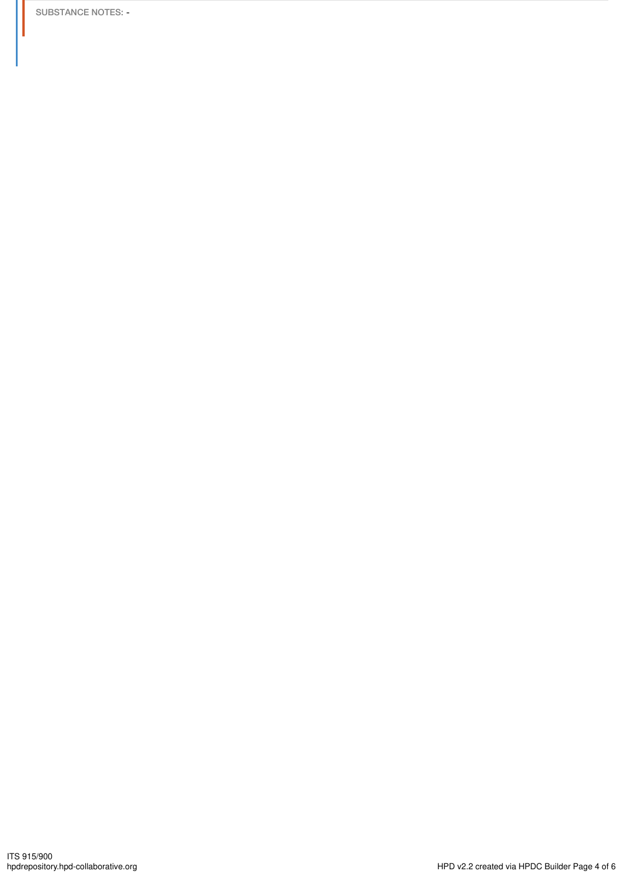SUBSTANCE NOTES: -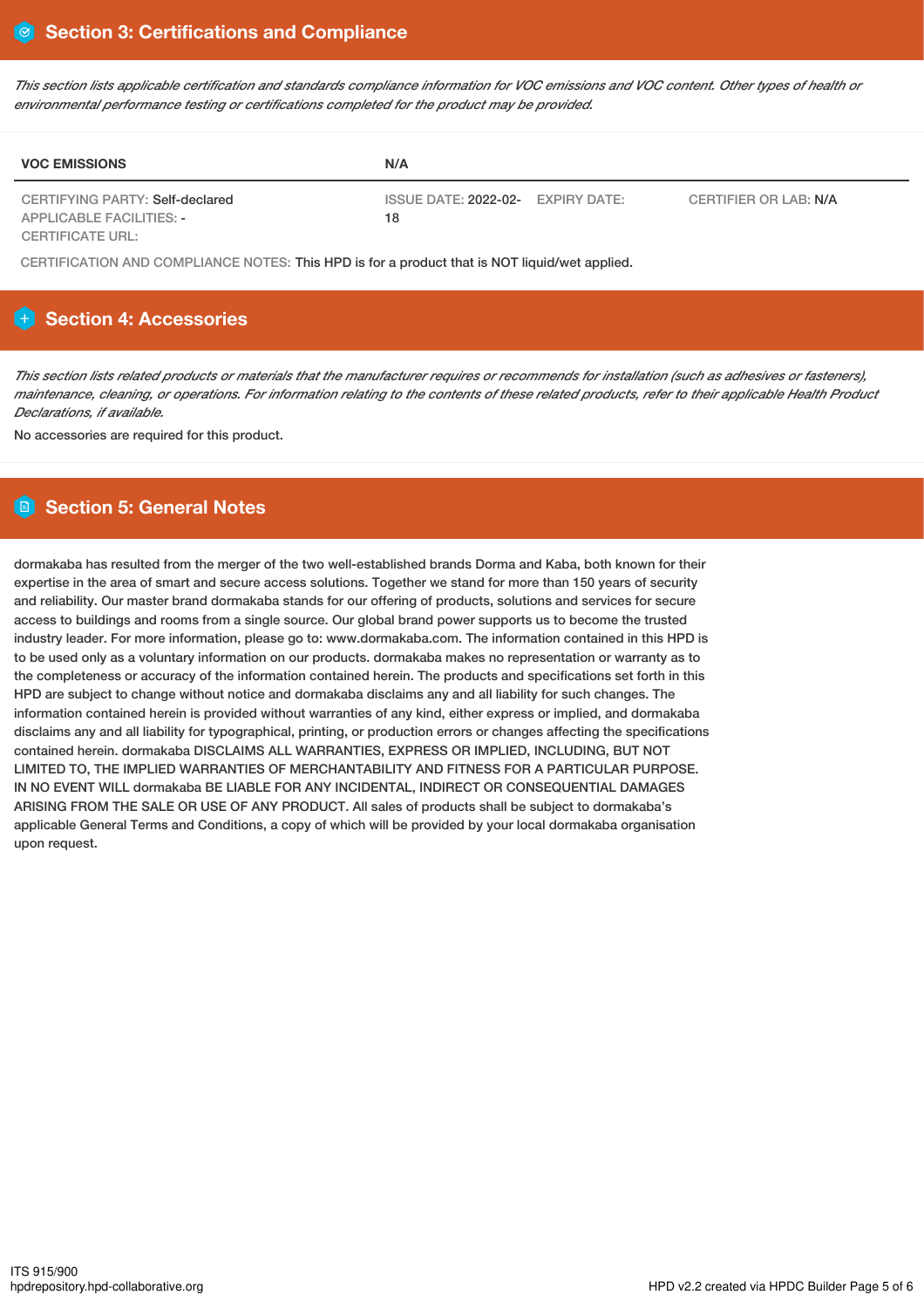## Section 3: Certifications and Compliance

*This section lists applicable certification and standards compliance information for VOC emissions and VOC content. Other types of health or environmental performance testing or certifications completed for the product may be provided.*

| VOC EMISSIONS | N/A | | |
|---|---|---|---|
| CERTIFYING PARTY: Self-declared<br>APPLICABLE FACILITIES: -<br>CERTIFICATE URL: | ISSUE DATE: 2022-02-18 | EXPIRY DATE: | CERTIFIER OR LAB: N/A |

CERTIFICATION AND COMPLIANCE NOTES: This HPD is for a product that is NOT liquid/wet applied.

## Section 4: Accessories

*This section lists related products or materials that the manufacturer requires or recommends for installation (such as adhesives or fasteners), maintenance, cleaning, or operations. For information relating to the contents of these related products, refer to their applicable Health Product Declarations, if available.*

No accessories are required for this product.

## Section 5: General Notes

dormakaba has resulted from the merger of the two well-established brands Dorma and Kaba, both known for their expertise in the area of smart and secure access solutions. Together we stand for more than 150 years of security and reliability. Our master brand dormakaba stands for our offering of products, solutions and services for secure access to buildings and rooms from a single source. Our global brand power supports us to become the trusted industry leader. For more information, please go to: www.dormakaba.com. The information contained in this HPD is to be used only as a voluntary information on our products. dormakaba makes no representation or warranty as to the completeness or accuracy of the information contained herein. The products and specifications set forth in this HPD are subject to change without notice and dormakaba disclaims any and all liability for such changes. The information contained herein is provided without warranties of any kind, either express or implied, and dormakaba disclaims any and all liability for typographical, printing, or production errors or changes affecting the specifications contained herein. dormakaba DISCLAIMS ALL WARRANTIES, EXPRESS OR IMPLIED, INCLUDING, BUT NOT LIMITED TO, THE IMPLIED WARRANTIES OF MERCHANTABILITY AND FITNESS FOR A PARTICULAR PURPOSE. IN NO EVENT WILL dormakaba BE LIABLE FOR ANY INCIDENTAL, INDIRECT OR CONSEQUENTIAL DAMAGES ARISING FROM THE SALE OR USE OF ANY PRODUCT. All sales of products shall be subject to dormakaba's applicable General Terms and Conditions, a copy of which will be provided by your local dormakaba organisation upon request.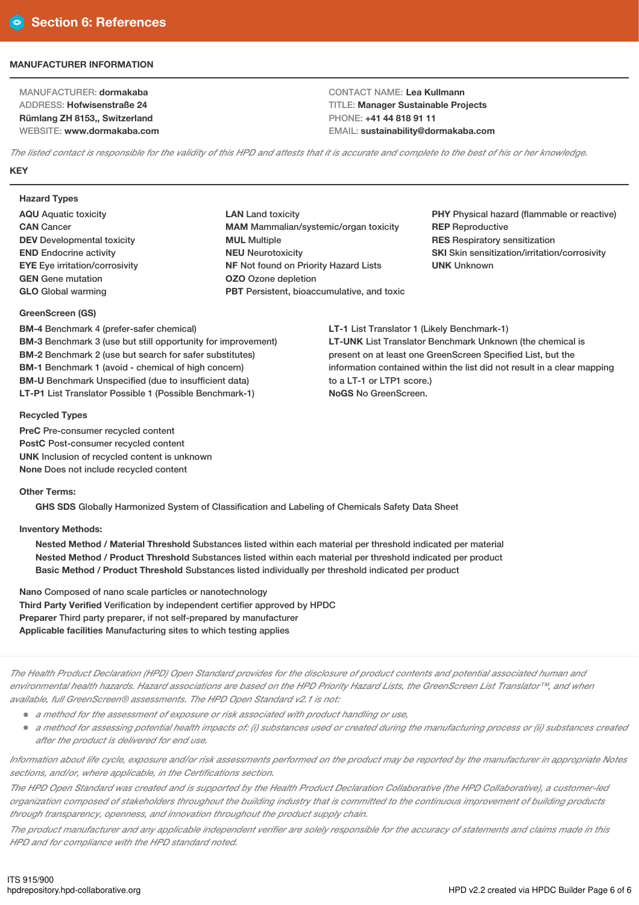## Section 6: References

### MANUFACTURER INFORMATION

MANUFACTURER: **dormakaba**
ADDRESS: **Hofwisenstraße 24**
**Rümlang ZH 8153,, Switzerland**
WEBSITE: **www.dormakaba.com**

CONTACT NAME: **Lea Kullmann**
TITLE: **Manager Sustainable Projects**
PHONE: **+41 44 818 91 11**
EMAIL: **sustainability@dormakaba.com**

*The listed contact is responsible for the validity of this HPD and attests that it is accurate and complete to the best of his or her knowledge.*

### KEY

**Hazard Types**

**AQU** Aquatic toxicity
**CAN** Cancer
**DEV** Developmental toxicity
**END** Endocrine activity
**EYE** Eye irritation/corrosivity
**GEN** Gene mutation
**GLO** Global warming
**LAN** Land toxicity
**MAM** Mammalian/systemic/organ toxicity
**MUL** Multiple
**NEU** Neurotoxicity
**NF** Not found on Priority Hazard Lists
**OZO** Ozone depletion
**PBT** Persistent, bioaccumulative, and toxic
**PHY** Physical hazard (flammable or reactive)
**REP** Reproductive
**RES** Respiratory sensitization
**SKI** Skin sensitization/irritation/corrosivity
**UNK** Unknown

**GreenScreen (GS)**

**BM-4** Benchmark 4 (prefer-safer chemical)
**BM-3** Benchmark 3 (use but still opportunity for improvement)
**BM-2** Benchmark 2 (use but search for safer substitutes)
**BM-1** Benchmark 1 (avoid - chemical of high concern)
**BM-U** Benchmark Unspecified (due to insufficient data)
**LT-P1** List Translator Possible 1 (Possible Benchmark-1)
**LT-1** List Translator 1 (Likely Benchmark-1)
**LT-UNK** List Translator Benchmark Unknown (the chemical is present on at least one GreenScreen Specified List, but the information contained within the list did not result in a clear mapping to a LT-1 or LTP1 score.)
**NoGS** No GreenScreen.

**Recycled Types**

**PreC** Pre-consumer recycled content
**PostC** Post-consumer recycled content
**UNK** Inclusion of recycled content is unknown
**None** Does not include recycled content

**Other Terms:**

**GHS SDS** Globally Harmonized System of Classification and Labeling of Chemicals Safety Data Sheet

**Inventory Methods:**

**Nested Method / Material Threshold** Substances listed within each material per threshold indicated per material
**Nested Method / Product Threshold** Substances listed within each material per threshold indicated per product
**Basic Method / Product Threshold** Substances listed individually per threshold indicated per product

**Nano** Composed of nano scale particles or nanotechnology
**Third Party Verified** Verification by independent certifier approved by HPDC
**Preparer** Third party preparer, if not self-prepared by manufacturer
**Applicable facilities** Manufacturing sites to which testing applies

*The Health Product Declaration (HPD) Open Standard provides for the disclosure of product contents and potential associated human and environmental health hazards. Hazard associations are based on the HPD Priority Hazard Lists, the GreenScreen List Translator™, and when available, full GreenScreen® assessments. The HPD Open Standard v2.1 is not:*

- *a method for the assessment of exposure or risk associated with product handling or use,*
- *a method for assessing potential health impacts of: (i) substances used or created during the manufacturing process or (ii) substances created after the product is delivered for end use.*

*Information about life cycle, exposure and/or risk assessments performed on the product may be reported by the manufacturer in appropriate Notes sections, and/or, where applicable, in the Certifications section.*

*The HPD Open Standard was created and is supported by the Health Product Declaration Collaborative (the HPD Collaborative), a customer-led organization composed of stakeholders throughout the building industry that is committed to the continuous improvement of building products through transparency, openness, and innovation throughout the product supply chain.*

*The product manufacturer and any applicable independent verifier are solely responsible for the accuracy of statements and claims made in this HPD and for compliance with the HPD standard noted.*